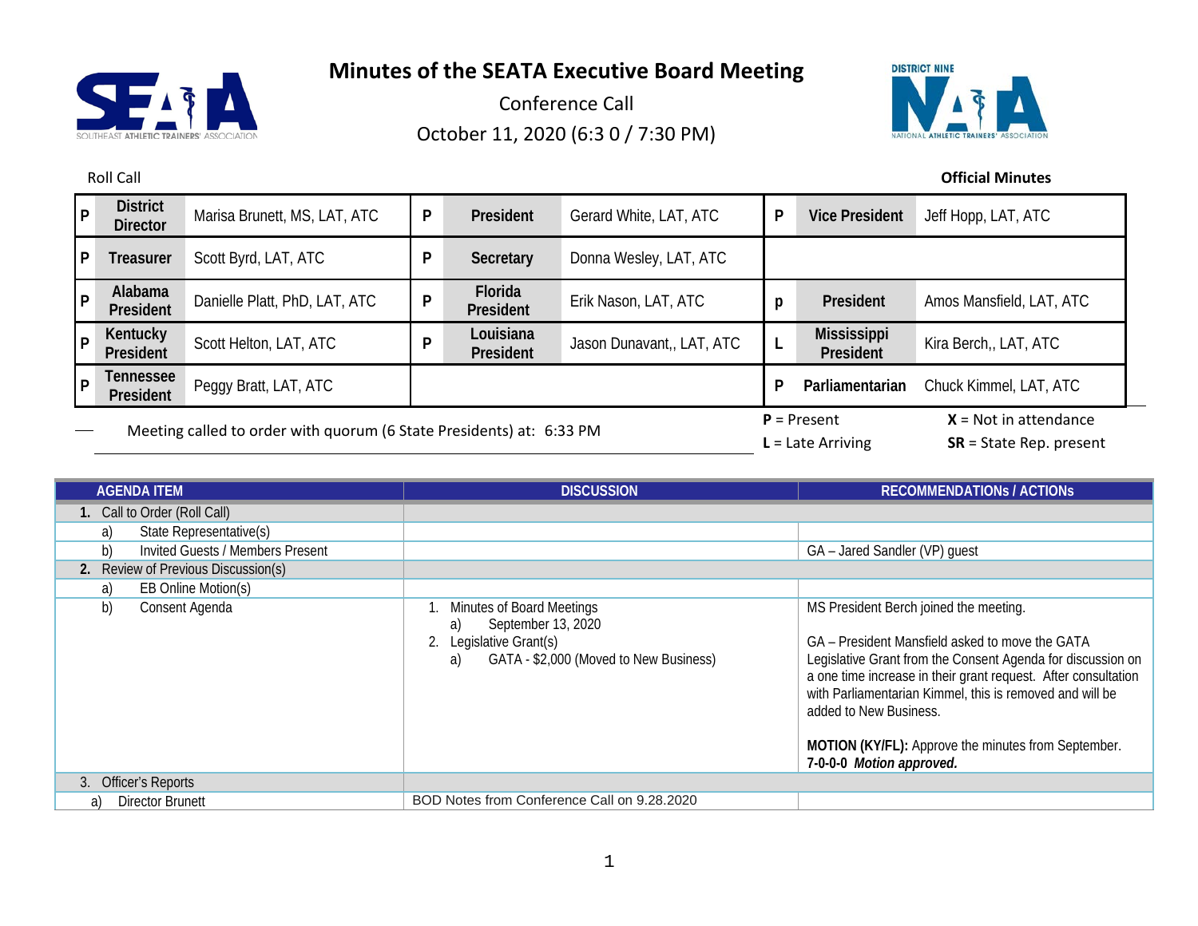# Minutes of the SEATA Executive Board Meeting

Conference Call

October 11, 2020 (6:3 0 / 7:30 PM)

Roll Call

**Official Minutes**

| | | | | | | | | |
|---|---|---|---|---|---|---|---|---|
| P | **District Director** | Marisa Brunett, MS, LAT, ATC | P | **President** | Gerard White, LAT, ATC | P | **Vice President** | Jeff Hopp, LAT, ATC |
| P | **Treasurer** | Scott Byrd, LAT, ATC | P | **Secretary** | Donna Wesley, LAT, ATC | | | |
| P | **Alabama President** | Danielle Platt, PhD, LAT, ATC | P | **Florida President** | Erik Nason, LAT, ATC | p | **President** | Amos Mansfield, LAT, ATC |
| P | **Kentucky President** | Scott Helton, LAT, ATC | P | **Louisiana President** | Jason Dunavant,, LAT, ATC | L | **Mississippi President** | Kira Berch,, LAT, ATC |
| P | **Tennessee President** | Peggy Bratt, LAT, ATC | | | | P | **Parliamentarian** | Chuck Kimmel, LAT, ATC |

Meeting called to order with quorum (6 State Presidents) at: 6:33 PM

**P** = Present **X** = Not in attendance

**L** = Late Arriving **SR** = State Rep. present

| AGENDA ITEM | DISCUSSION | RECOMMENDATIONs / ACTIONs |
|---|---|---|
| **1.** Call to Order (Roll Call) | | |
| a) State Representative(s) | | |
| b) Invited Guests / Members Present | | GA – Jared Sandler (VP) guest |
| **2.** Review of Previous Discussion(s) | | |
| a) EB Online Motion(s) | | |
| b) Consent Agenda | 1. Minutes of Board Meetings<br>a) September 13, 2020<br>2. Legislative Grant(s)<br>a) GATA - $2,000 (Moved to New Business) | MS President Berch joined the meeting.<br><br>GA – President Mansfield asked to move the GATA Legislative Grant from the Consent Agenda for discussion on a one time increase in their grant request. After consultation with Parliamentarian Kimmel, this is removed and will be added to New Business.<br><br>**MOTION (KY/FL):** Approve the minutes from September.<br>**7-0-0-0** ***Motion approved.*** |
| 3. Officer's Reports | | |
| a) Director Brunett | BOD Notes from Conference Call on 9.28.2020 | |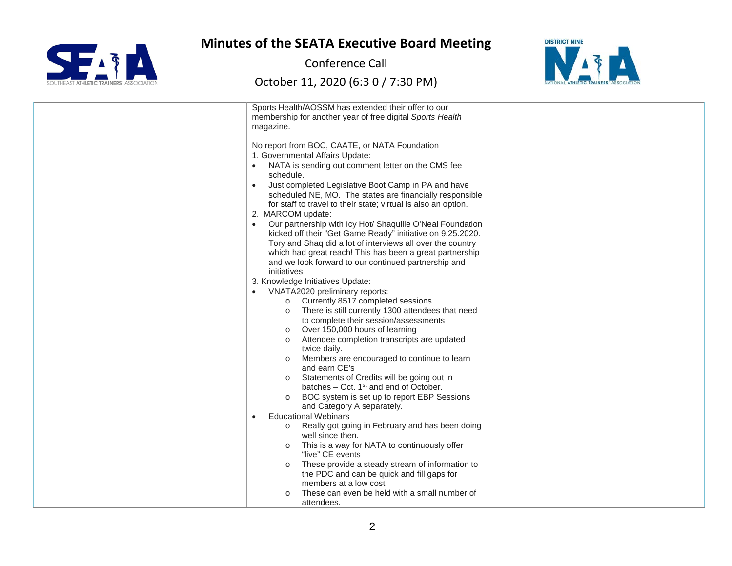Sports Health/AOSSM has extended their offer to our membership for another year of free digital *Sports Health* magazine.

No report from BOC, CAATE, or NATA Foundation

1. Governmental Affairs Update:
   - NATA is sending out comment letter on the CMS fee schedule.
   - Just completed Legislative Boot Camp in PA and have scheduled NE, MO. The states are financially responsible for staff to travel to their state; virtual is also an option.
2. MARCOM update:
   - Our partnership with Icy Hot/ Shaquille O'Neal Foundation kicked off their "Get Game Ready" initiative on 9.25.2020. Tory and Shaq did a lot of interviews all over the country which had great reach! This has been a great partnership and we look forward to our continued partnership and initiatives
3. Knowledge Initiatives Update:
   - VNATA2020 preliminary reports:
     - Currently 8517 completed sessions
     - There is still currently 1300 attendees that need to complete their session/assessments
     - Over 150,000 hours of learning
     - Attendee completion transcripts are updated twice daily.
     - Members are encouraged to continue to learn and earn CE's
     - Statements of Credits will be going out in batches – Oct. 1st and end of October.
     - BOC system is set up to report EBP Sessions and Category A separately.
   - Educational Webinars
     - Really got going in February and has been doing well since then.
     - This is a way for NATA to continuously offer "live" CE events
     - These provide a steady stream of information to the PDC and can be quick and fill gaps for members at a low cost
     - These can even be held with a small number of attendees.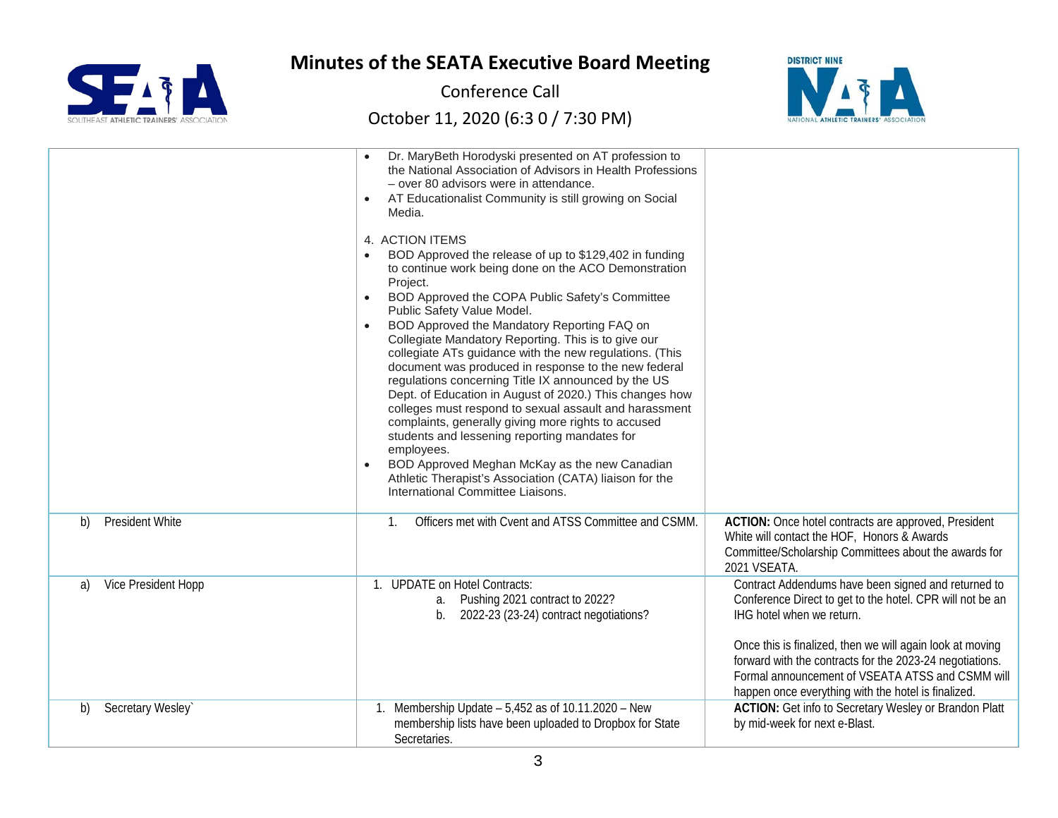# Minutes of the SEATA Executive Board Meeting

Conference Call

October 11, 2020 (6:3 0 / 7:30 PM)

| | | |
|---|---|---|
| | • Dr. MaryBeth Horodyski presented on AT profession to the National Association of Advisors in Health Professions – over 80 advisors were in attendance.<br>• AT Educationalist Community is still growing on Social Media.<br><br>4. ACTION ITEMS<br>• BOD Approved the release of up to $129,402 in funding to continue work being done on the ACO Demonstration Project.<br>• BOD Approved the COPA Public Safety's Committee Public Safety Value Model.<br>• BOD Approved the Mandatory Reporting FAQ on Collegiate Mandatory Reporting. This is to give our collegiate ATs guidance with the new regulations. (This document was produced in response to the new federal regulations concerning Title IX announced by the US Dept. of Education in August of 2020.) This changes how colleges must respond to sexual assault and harassment complaints, generally giving more rights to accused students and lessening reporting mandates for employees.<br>• BOD Approved Meghan McKay as the new Canadian Athletic Therapist's Association (CATA) liaison for the International Committee Liaisons. | |
| b) President White | 1. Officers met with Cvent and ATSS Committee and CSMM. | **ACTION:** Once hotel contracts are approved, President White will contact the HOF, Honors & Awards Committee/Scholarship Committees about the awards for 2021 VSEATA. |
| a) Vice President Hopp | 1. UPDATE on Hotel Contracts:<br>a. Pushing 2021 contract to 2022?<br>b. 2022-23 (23-24) contract negotiations? | Contract Addendums have been signed and returned to Conference Direct to get to the hotel. CPR will not be an IHG hotel when we return.<br><br>Once this is finalized, then we will again look at moving forward with the contracts for the 2023-24 negotiations. Formal announcement of VSEATA ATSS and CSMM will happen once everything with the hotel is finalized. |
| b) Secretary Wesley` | 1. Membership Update – 5,452 as of 10.11.2020 – New membership lists have been uploaded to Dropbox for State Secretaries. | **ACTION:** Get info to Secretary Wesley or Brandon Platt by mid-week for next e-Blast. |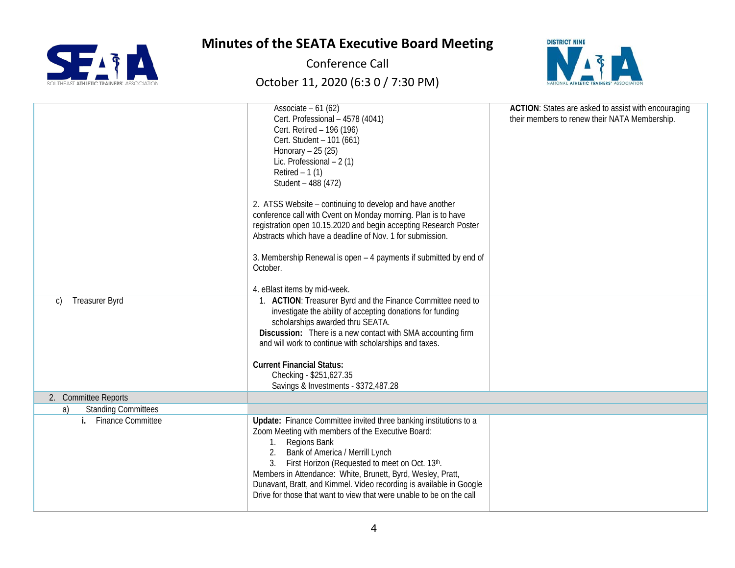# Minutes of the SEATA Executive Board Meeting

Conference Call

October 11, 2020 (6:3 0 / 7:30 PM)

| | | |
|---|---|---|
| | Associate – 61 (62)<br>Cert. Professional – 4578 (4041)<br>Cert. Retired – 196 (196)<br>Cert. Student – 101 (661)<br>Honorary – 25 (25)<br>Lic. Professional – 2 (1)<br>Retired – 1 (1)<br>Student – 488 (472)<br><br>2. ATSS Website – continuing to develop and have another conference call with Cvent on Monday morning. Plan is to have registration open 10.15.2020 and begin accepting Research Poster Abstracts which have a deadline of Nov. 1 for submission.<br><br>3. Membership Renewal is open – 4 payments if submitted by end of October.<br><br>4. eBlast items by mid-week. | **ACTION**: States are asked to assist with encouraging their members to renew their NATA Membership. |
| c) Treasurer Byrd | 1. **ACTION**: Treasurer Byrd and the Finance Committee need to investigate the ability of accepting donations for funding scholarships awarded thru SEATA.<br>**Discussion:** There is a new contact with SMA accounting firm and will work to continue with scholarships and taxes.<br><br>**Current Financial Status:**<br>Checking - $251,627.35<br>Savings & Investments - $372,487.28 | |
| 2. Committee Reports | | |
| a) Standing Committees | | |
| **i.** Finance Committee | **Update:** Finance Committee invited three banking institutions to a Zoom Meeting with members of the Executive Board:<br>1. Regions Bank<br>2. Bank of America / Merrill Lynch<br>3. First Horizon (Requested to meet on Oct. 13th.<br>Members in Attendance: White, Brunett, Byrd, Wesley, Pratt, Dunavant, Bratt, and Kimmel. Video recording is available in Google Drive for those that want to view that were unable to be on the call | |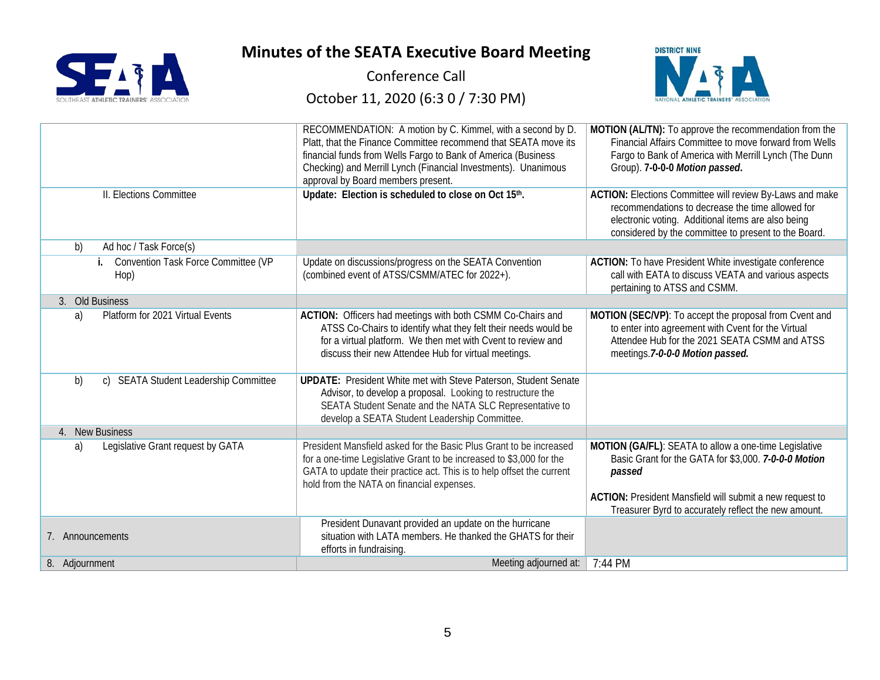# Minutes of the SEATA Executive Board Meeting

Conference Call

October 11, 2020 (6:3 0 / 7:30 PM)

| | | |
|---|---|---|
| | RECOMMENDATION: A motion by C. Kimmel, with a second by D. Platt, that the Finance Committee recommend that SEATA move its financial funds from Wells Fargo to Bank of America (Business Checking) and Merrill Lynch (Financial Investments). Unanimous approval by Board members present. | **MOTION (AL/TN):** To approve the recommendation from the Financial Affairs Committee to move forward from Wells Fargo to Bank of America with Merrill Lynch (The Dunn Group). **7-0-0-0 *Motion passed*.** |
| II. Elections Committee | **Update: Election is scheduled to close on Oct 15th.** | **ACTION:** Elections Committee will review By-Laws and make recommendations to decrease the time allowed for electronic voting. Additional items are also being considered by the committee to present to the Board. |
| b) Ad hoc / Task Force(s) | | |
| **i.** Convention Task Force Committee (VP Hop) | Update on discussions/progress on the SEATA Convention (combined event of ATSS/CSMM/ATEC for 2022+). | **ACTION:** To have President White investigate conference call with EATA to discuss VEATA and various aspects pertaining to ATSS and CSMM. |
| 3. Old Business | | |
| a) Platform for 2021 Virtual Events | **ACTION:** Officers had meetings with both CSMM Co-Chairs and ATSS Co-Chairs to identify what they felt their needs would be for a virtual platform. We then met with Cvent to review and discuss their new Attendee Hub for virtual meetings. | **MOTION (SEC/VP)**: To accept the proposal from Cvent and to enter into agreement with Cvent for the Virtual Attendee Hub for the 2021 SEATA CSMM and ATSS meetings.***7-0-0-0 Motion passed.*** |
| b) c) SEATA Student Leadership Committee | **UPDATE:** President White met with Steve Paterson, Student Senate Advisor, to develop a proposal. Looking to restructure the SEATA Student Senate and the NATA SLC Representative to develop a SEATA Student Leadership Committee. | |
| 4. New Business | | |
| a) Legislative Grant request by GATA | President Mansfield asked for the Basic Plus Grant to be increased for a one-time Legislative Grant to be increased to $3,000 for the GATA to update their practice act. This is to help offset the current hold from the NATA on financial expenses. | **MOTION (GA/FL)**: SEATA to allow a one-time Legislative Basic Grant for the GATA for $3,000. ***7-0-0-0 Motion passed***<br><br>**ACTION:** President Mansfield will submit a new request to Treasurer Byrd to accurately reflect the new amount. |
| 7. Announcements | President Dunavant provided an update on the hurricane situation with LATA members. He thanked the GHATS for their efforts in fundraising. | |
| 8. Adjournment | Meeting adjourned at: | 7:44 PM |